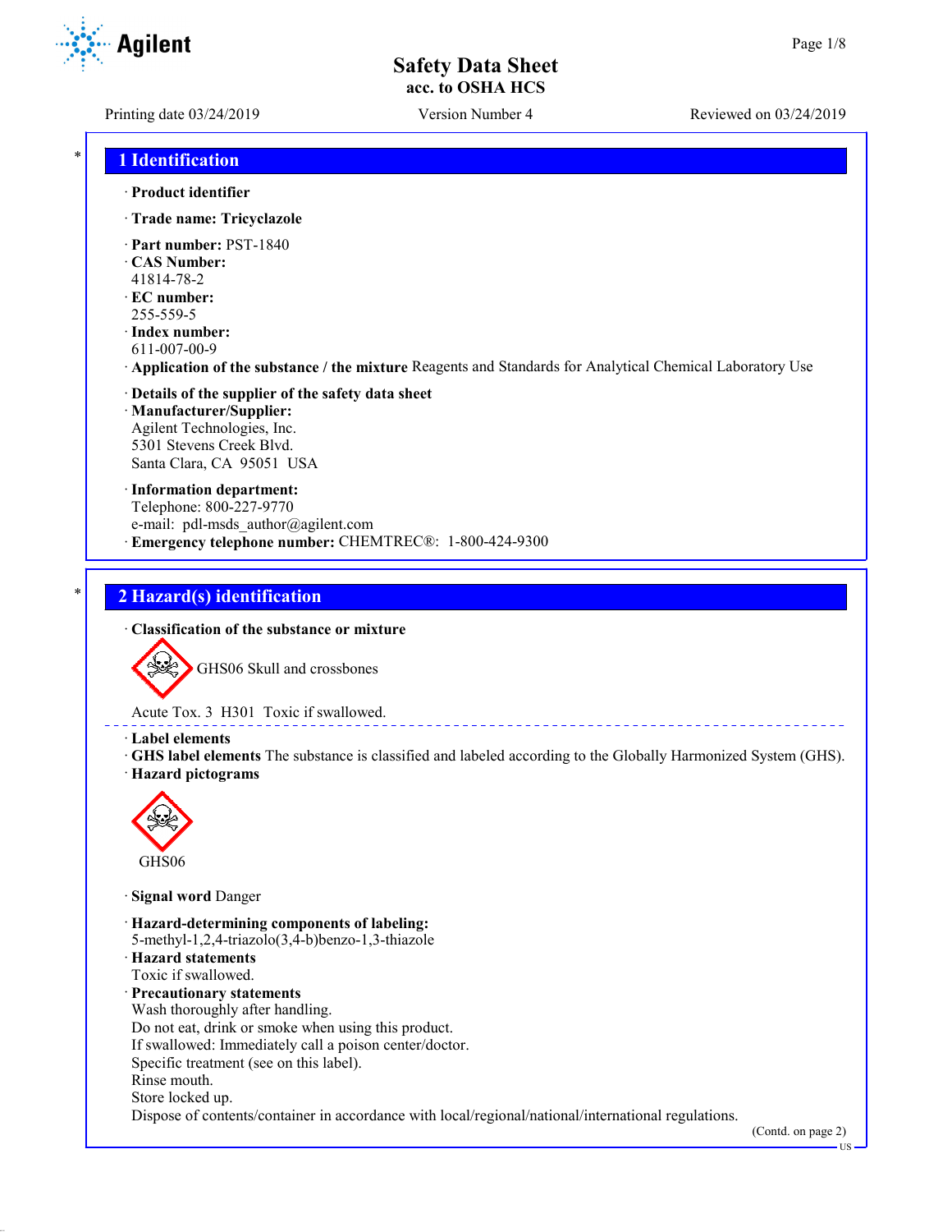# Safety Data Sheet
**acc. to OSHA HCS**

Printing date 03/24/2019 | Version Number 4 | Reviewed on 03/24/2019

## 1 Identification

· **Product identifier**

· **Trade name: Tricyclazole**

· **Part number:** PST-1840
· **CAS Number:**
41814-78-2
· **EC number:**
255-559-5
· **Index number:**
611-007-00-9
· **Application of the substance / the mixture** Reagents and Standards for Analytical Chemical Laboratory Use

· **Details of the supplier of the safety data sheet**
· **Manufacturer/Supplier:**
Agilent Technologies, Inc.
5301 Stevens Creek Blvd.
Santa Clara, CA 95051 USA

· **Information department:**
Telephone: 800-227-9770
e-mail: pdl-msds_author@agilent.com
· **Emergency telephone number:** CHEMTREC®: 1-800-424-9300

## 2 Hazard(s) identification

· **Classification of the substance or mixture**

GHS06 Skull and crossbones

Acute Tox. 3 H301 Toxic if swallowed.

· **Label elements**
· **GHS label elements** The substance is classified and labeled according to the Globally Harmonized System (GHS).
· **Hazard pictograms**

GHS06

· **Signal word** Danger

· **Hazard-determining components of labeling:**
5-methyl-1,2,4-triazolo(3,4-b)benzo-1,3-thiazole
· **Hazard statements**
Toxic if swallowed.
· **Precautionary statements**
Wash thoroughly after handling.
Do not eat, drink or smoke when using this product.
If swallowed: Immediately call a poison center/doctor.
Specific treatment (see on this label).
Rinse mouth.
Store locked up.
Dispose of contents/container in accordance with local/regional/national/international regulations.

(Contd. on page 2)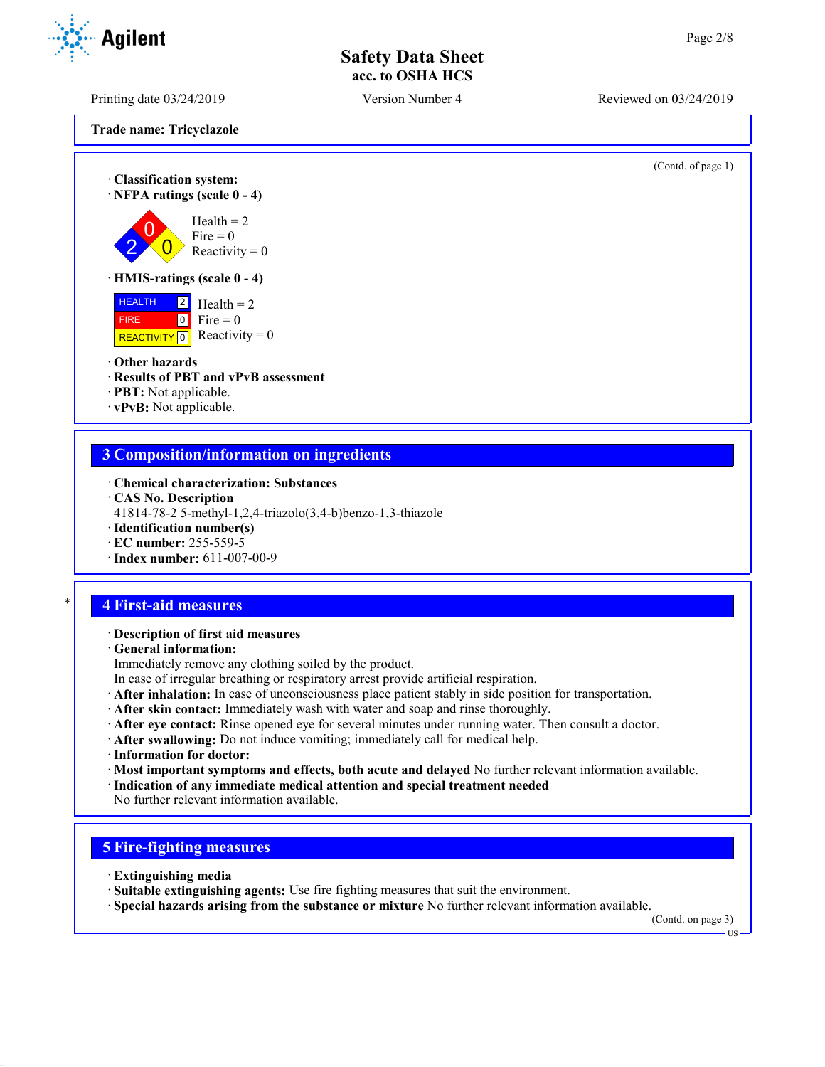**Trade name: Tricyclazole**

(Contd. of page 1)

· **Classification system:**
· **NFPA ratings (scale 0 - 4)**

Health = 2
Fire = 0
Reactivity = 0

· **HMIS-ratings (scale 0 - 4)**

| | | |
|---|---|---|
| HEALTH | 2 | Health = 2 |
| FIRE | 0 | Fire = 0 |
| REACTIVITY | 0 | Reactivity = 0 |

· **Other hazards**
· **Results of PBT and vPvB assessment**
· **PBT:** Not applicable.
· **vPvB:** Not applicable.

## 3 Composition/information on ingredients

· **Chemical characterization: Substances**
· **CAS No. Description**
41814-78-2 5-methyl-1,2,4-triazolo(3,4-b)benzo-1,3-thiazole
· **Identification number(s)**
· **EC number:** 255-559-5
· **Index number:** 611-007-00-9

## 4 First-aid measures

· **Description of first aid measures**
· **General information:**
Immediately remove any clothing soiled by the product.
In case of irregular breathing or respiratory arrest provide artificial respiration.
· **After inhalation:** In case of unconsciousness place patient stably in side position for transportation.
· **After skin contact:** Immediately wash with water and soap and rinse thoroughly.
· **After eye contact:** Rinse opened eye for several minutes under running water. Then consult a doctor.
· **After swallowing:** Do not induce vomiting; immediately call for medical help.
· **Information for doctor:**
· **Most important symptoms and effects, both acute and delayed** No further relevant information available.
· **Indication of any immediate medical attention and special treatment needed**
No further relevant information available.

## 5 Fire-fighting measures

· **Extinguishing media**
· **Suitable extinguishing agents:** Use fire fighting measures that suit the environment.
· **Special hazards arising from the substance or mixture** No further relevant information available.

(Contd. on page 3)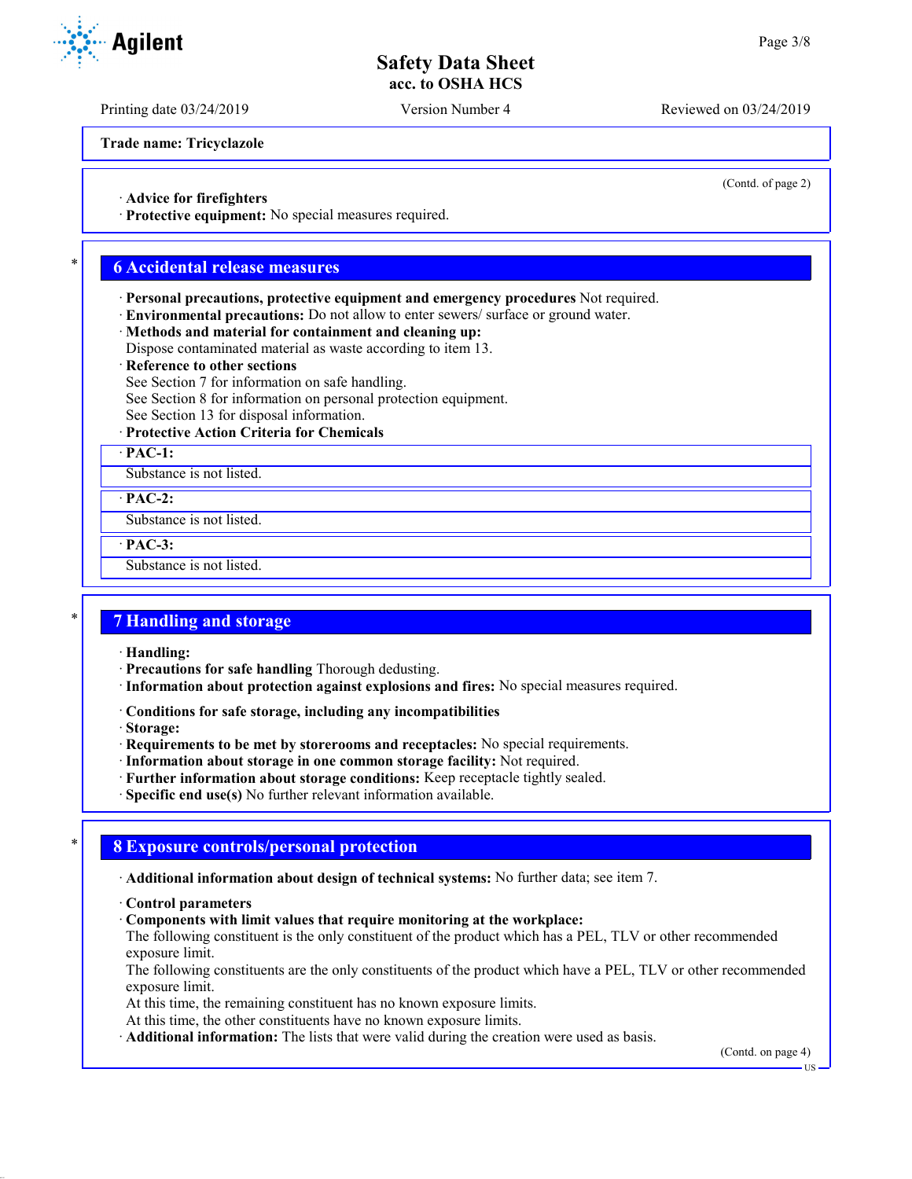**Trade name: Tricyclazole**

(Contd. of page 2)

· **Advice for firefighters**
· **Protective equipment:** No special measures required.

## 6 Accidental release measures

· **Personal precautions, protective equipment and emergency procedures** Not required.
· **Environmental precautions:** Do not allow to enter sewers/ surface or ground water.
· **Methods and material for containment and cleaning up:**
Dispose contaminated material as waste according to item 13.
· **Reference to other sections**
See Section 7 for information on safe handling.
See Section 8 for information on personal protection equipment.
See Section 13 for disposal information.
· **Protective Action Criteria for Chemicals**

| · **PAC-1:** |
| --- |
| Substance is not listed. |

| · **PAC-2:** |
| --- |
| Substance is not listed. |

| · **PAC-3:** |
| --- |
| Substance is not listed. |

## 7 Handling and storage

· **Handling:**
· **Precautions for safe handling** Thorough dedusting.
· **Information about protection against explosions and fires:** No special measures required.

· **Conditions for safe storage, including any incompatibilities**
· **Storage:**
· **Requirements to be met by storerooms and receptacles:** No special requirements.
· **Information about storage in one common storage facility:** Not required.
· **Further information about storage conditions:** Keep receptacle tightly sealed.
· **Specific end use(s)** No further relevant information available.

## 8 Exposure controls/personal protection

· **Additional information about design of technical systems:** No further data; see item 7.

· **Control parameters**
· **Components with limit values that require monitoring at the workplace:**
The following constituent is the only constituent of the product which has a PEL, TLV or other recommended exposure limit.
The following constituents are the only constituents of the product which have a PEL, TLV or other recommended exposure limit.
At this time, the remaining constituent has no known exposure limits.
At this time, the other constituents have no known exposure limits.
· **Additional information:** The lists that were valid during the creation were used as basis.

(Contd. on page 4)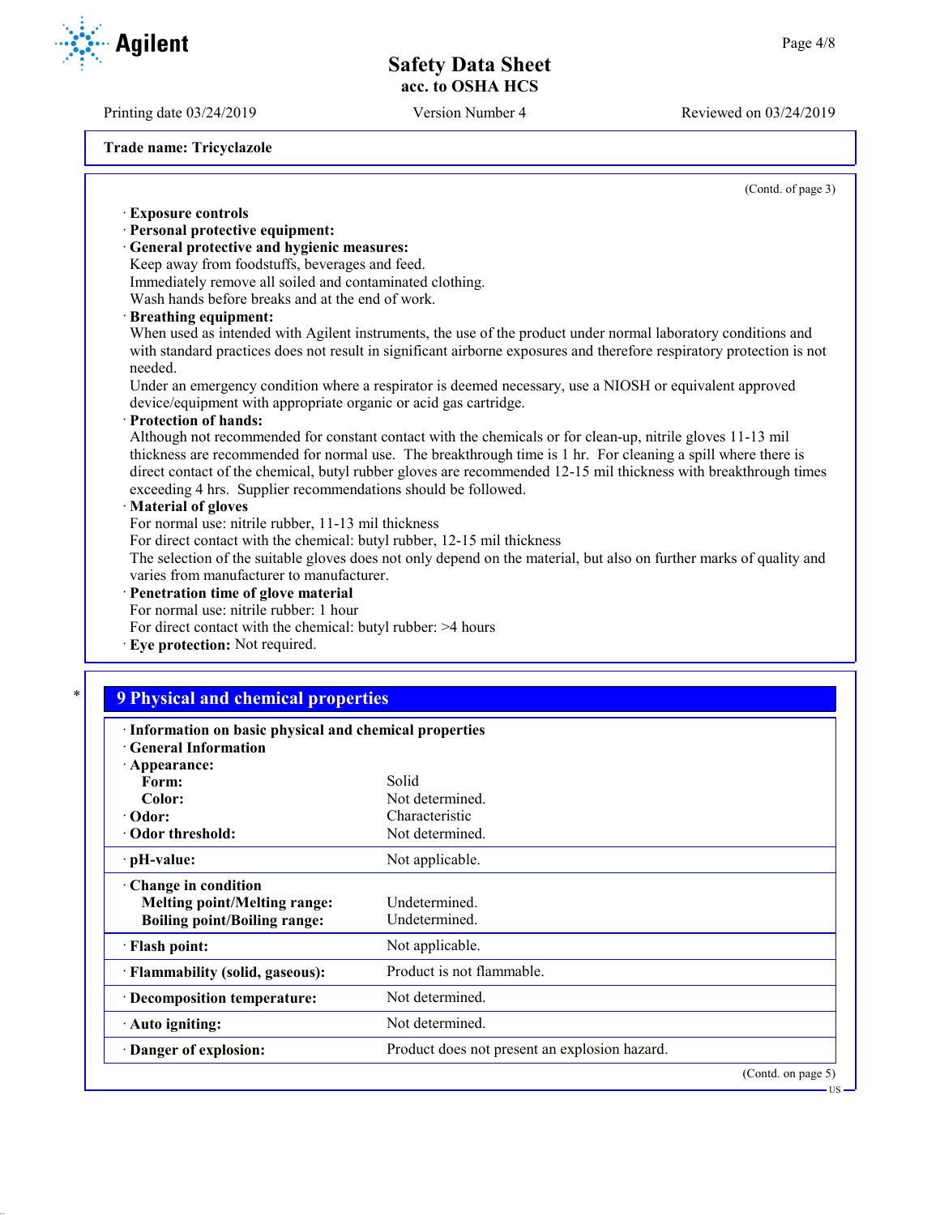**Trade name: Tricyclazole**

(Contd. of page 3)

· **Exposure controls**
· **Personal protective equipment:**
· **General protective and hygienic measures:**
Keep away from foodstuffs, beverages and feed.
Immediately remove all soiled and contaminated clothing.
Wash hands before breaks and at the end of work.
· **Breathing equipment:**
When used as intended with Agilent instruments, the use of the product under normal laboratory conditions and with standard practices does not result in significant airborne exposures and therefore respiratory protection is not needed.
Under an emergency condition where a respirator is deemed necessary, use a NIOSH or equivalent approved device/equipment with appropriate organic or acid gas cartridge.
· **Protection of hands:**
Although not recommended for constant contact with the chemicals or for clean-up, nitrile gloves 11-13 mil thickness are recommended for normal use. The breakthrough time is 1 hr. For cleaning a spill where there is direct contact of the chemical, butyl rubber gloves are recommended 12-15 mil thickness with breakthrough times exceeding 4 hrs. Supplier recommendations should be followed.
· **Material of gloves**
For normal use: nitrile rubber, 11-13 mil thickness
For direct contact with the chemical: butyl rubber, 12-15 mil thickness
The selection of the suitable gloves does not only depend on the material, but also on further marks of quality and varies from manufacturer to manufacturer.
· **Penetration time of glove material**
For normal use: nitrile rubber: 1 hour
For direct contact with the chemical: butyl rubber: >4 hours
· **Eye protection:** Not required.

## 9 Physical and chemical properties

| | |
|---|---|
| · **Information on basic physical and chemical properties** | |
| · **General Information** | |
| · **Appearance:** | |
| **Form:** | Solid |
| **Color:** | Not determined. |
| · **Odor:** | Characteristic |
| · **Odor threshold:** | Not determined. |
| · **pH-value:** | Not applicable. |
| · **Change in condition** | |
| **Melting point/Melting range:** | Undetermined. |
| **Boiling point/Boiling range:** | Undetermined. |
| · **Flash point:** | Not applicable. |
| · **Flammability (solid, gaseous):** | Product is not flammable. |
| · **Decomposition temperature:** | Not determined. |
| · **Auto igniting:** | Not determined. |
| · **Danger of explosion:** | Product does not present an explosion hazard. |

(Contd. on page 5)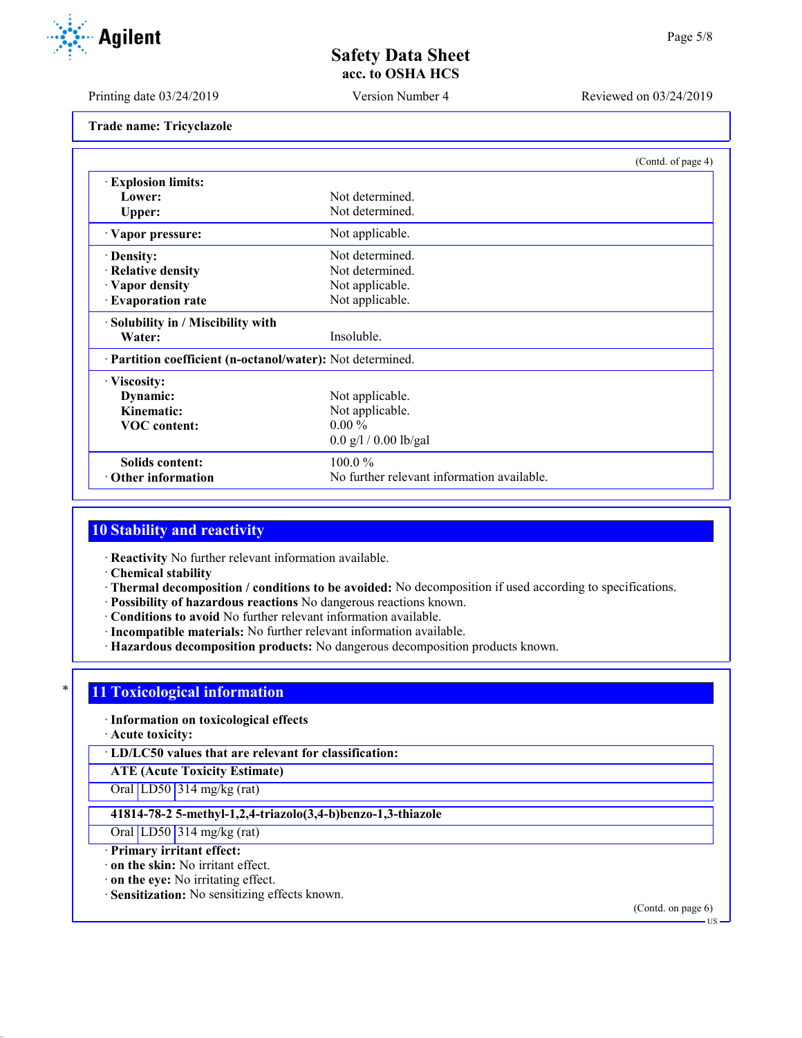**Trade name: Tricyclazole**

(Contd. of page 4)

| | |
|---|---|
| · **Explosion limits:** | |
| **Lower:** | Not determined. |
| **Upper:** | Not determined. |
| · **Vapor pressure:** | Not applicable. |
| · **Density:** | Not determined. |
| · **Relative density** | Not determined. |
| · **Vapor density** | Not applicable. |
| · **Evaporation rate** | Not applicable. |
| · **Solubility in / Miscibility with** | |
| **Water:** | Insoluble. |
| · **Partition coefficient (n-octanol/water):** | Not determined. |
| · **Viscosity:** | |
| **Dynamic:** | Not applicable. |
| **Kinematic:** | Not applicable. |
| **VOC content:** | 0.00 % |
| | 0.0 g/l / 0.00 lb/gal |
| **Solids content:** | 100.0 % |
| · **Other information** | No further relevant information available. |

## 10 Stability and reactivity

· **Reactivity** No further relevant information available.
· **Chemical stability**
· **Thermal decomposition / conditions to be avoided:** No decomposition if used according to specifications.
· **Possibility of hazardous reactions** No dangerous reactions known.
· **Conditions to avoid** No further relevant information available.
· **Incompatible materials:** No further relevant information available.
· **Hazardous decomposition products:** No dangerous decomposition products known.

## * 11 Toxicological information

· **Information on toxicological effects**
· **Acute toxicity:**

· **LD/LC50 values that are relevant for classification:**

| **ATE (Acute Toxicity Estimate)** | | |
|---|---|---|
| Oral | LD50 | 314 mg/kg (rat) |

| **41814-78-2 5-methyl-1,2,4-triazolo(3,4-b)benzo-1,3-thiazole** | | |
|---|---|---|
| Oral | LD50 | 314 mg/kg (rat) |

· **Primary irritant effect:**
· **on the skin:** No irritant effect.
· **on the eye:** No irritating effect.
· **Sensitization:** No sensitizing effects known.

(Contd. on page 6)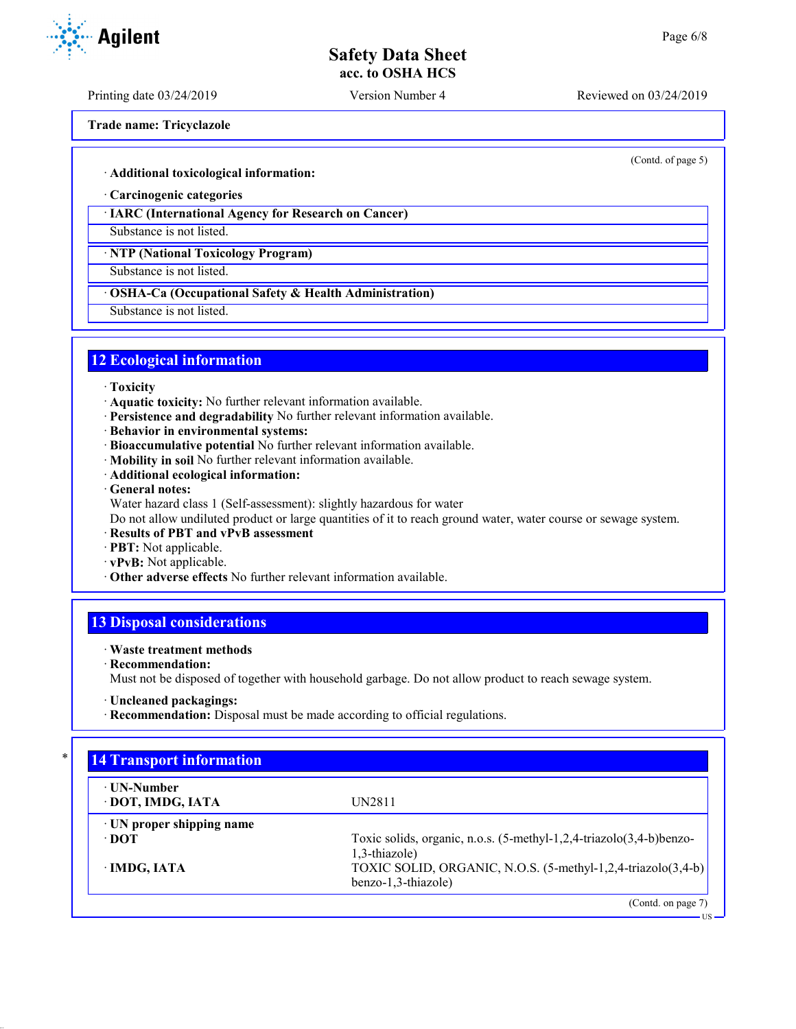**Trade name: Tricyclazole**

(Contd. of page 5)

· **Additional toxicological information:**

· **Carcinogenic categories**

| · IARC (International Agency for Research on Cancer) |
|---|
| Substance is not listed. |

| · NTP (National Toxicology Program) |
|---|
| Substance is not listed. |

| · OSHA-Ca (Occupational Safety & Health Administration) |
|---|
| Substance is not listed. |

## 12 Ecological information

· **Toxicity**
· **Aquatic toxicity:** No further relevant information available.
· **Persistence and degradability** No further relevant information available.
· **Behavior in environmental systems:**
· **Bioaccumulative potential** No further relevant information available.
· **Mobility in soil** No further relevant information available.
· **Additional ecological information:**
· **General notes:**
Water hazard class 1 (Self-assessment): slightly hazardous for water
Do not allow undiluted product or large quantities of it to reach ground water, water course or sewage system.
· **Results of PBT and vPvB assessment**
· **PBT:** Not applicable.
· **vPvB:** Not applicable.
· **Other adverse effects** No further relevant information available.

## 13 Disposal considerations

· **Waste treatment methods**
· **Recommendation:**
Must not be disposed of together with household garbage. Do not allow product to reach sewage system.

· **Uncleaned packagings:**
· **Recommendation:** Disposal must be made according to official regulations.

## 14 Transport information

| · UN-Number | |
|---|---|
| · DOT, IMDG, IATA | UN2811 |
| · UN proper shipping name | |
| · DOT | Toxic solids, organic, n.o.s. (5-methyl-1,2,4-triazolo(3,4-b)benzo-1,3-thiazole) |
| · IMDG, IATA | TOXIC SOLID, ORGANIC, N.O.S. (5-methyl-1,2,4-triazolo(3,4-b) benzo-1,3-thiazole) |

(Contd. on page 7)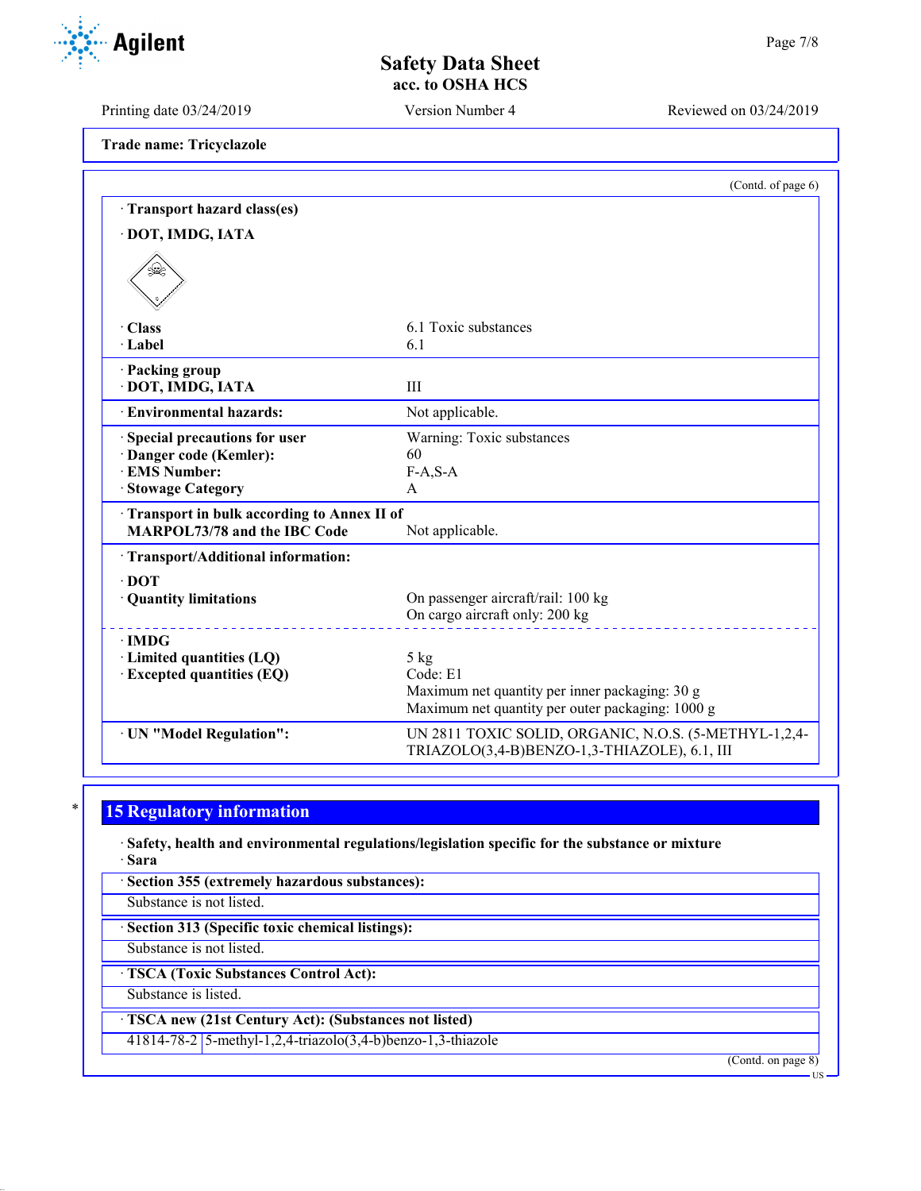**Trade name: Tricyclazole**

(Contd. of page 6)

· **Transport hazard class(es)**

· **DOT, IMDG, IATA**

| | |
|---|---|
| · **Class** | 6.1 Toxic substances |
| · **Label** | 6.1 |
| · **Packing group** | |
| · **DOT, IMDG, IATA** | III |
| · **Environmental hazards:** | Not applicable. |
| · **Special precautions for user** | Warning: Toxic substances |
| · **Danger code (Kemler):** | 60 |
| · **EMS Number:** | F-A,S-A |
| · **Stowage Category** | A |
| · **Transport in bulk according to Annex II of MARPOL73/78 and the IBC Code** | Not applicable. |
| · **Transport/Additional information:** | |
| · **DOT** | |
| · **Quantity limitations** | On passenger aircraft/rail: 100 kg<br>On cargo aircraft only: 200 kg |
| · **IMDG** | |
| · **Limited quantities (LQ)** | 5 kg |
| · **Excepted quantities (EQ)** | Code: E1<br>Maximum net quantity per inner packaging: 30 g<br>Maximum net quantity per outer packaging: 1000 g |
| · **UN "Model Regulation":** | UN 2811 TOXIC SOLID, ORGANIC, N.O.S. (5-METHYL-1,2,4-TRIAZOLO(3,4-B)BENZO-1,3-THIAZOLE), 6.1, III |

\*

## 15 Regulatory information

· **Safety, health and environmental regulations/legislation specific for the substance or mixture**

· **Sara**

· **Section 355 (extremely hazardous substances):**

Substance is not listed.

· **Section 313 (Specific toxic chemical listings):**

Substance is not listed.

· **TSCA (Toxic Substances Control Act):**

Substance is listed.

· **TSCA new (21st Century Act): (Substances not listed)**

| | |
|---|---|
| 41814-78-2 | 5-methyl-1,2,4-triazolo(3,4-b)benzo-1,3-thiazole |

(Contd. on page 8)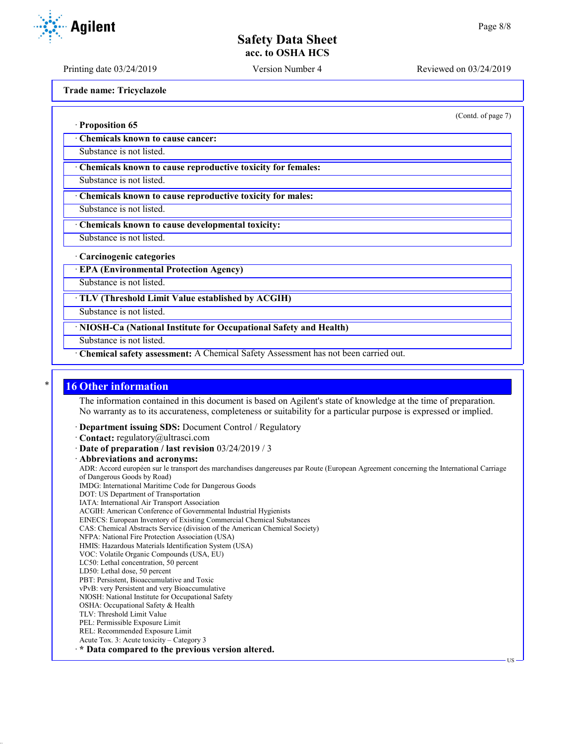Trade name: Tricyclazole

(Contd. of page 7)

· **Proposition 65**

· **Chemicals known to cause cancer:**

Substance is not listed.

· **Chemicals known to cause reproductive toxicity for females:**

Substance is not listed.

· **Chemicals known to cause reproductive toxicity for males:**

Substance is not listed.

· **Chemicals known to cause developmental toxicity:**

Substance is not listed.

· **Carcinogenic categories**

· **EPA (Environmental Protection Agency)**

Substance is not listed.

· **TLV (Threshold Limit Value established by ACGIH)**

Substance is not listed.

· **NIOSH-Ca (National Institute for Occupational Safety and Health)**

Substance is not listed.

· **Chemical safety assessment:** A Chemical Safety Assessment has not been carried out.

## 16 Other information

The information contained in this document is based on Agilent's state of knowledge at the time of preparation. No warranty as to its accurateness, completeness or suitability for a particular purpose is expressed or implied.

· **Department issuing SDS:** Document Control / Regulatory
· **Contact:** regulatory@ultrasci.com
· **Date of preparation / last revision** 03/24/2019 / 3
· **Abbreviations and acronyms:**

ADR: Accord européen sur le transport des marchandises dangereuses par Route (European Agreement concerning the International Carriage of Dangerous Goods by Road)
IMDG: International Maritime Code for Dangerous Goods
DOT: US Department of Transportation
IATA: International Air Transport Association
ACGIH: American Conference of Governmental Industrial Hygienists
EINECS: European Inventory of Existing Commercial Chemical Substances
CAS: Chemical Abstracts Service (division of the American Chemical Society)
NFPA: National Fire Protection Association (USA)
HMIS: Hazardous Materials Identification System (USA)
VOC: Volatile Organic Compounds (USA, EU)
LC50: Lethal concentration, 50 percent
LD50: Lethal dose, 50 percent
PBT: Persistent, Bioaccumulative and Toxic
vPvB: very Persistent and very Bioaccumulative
NIOSH: National Institute for Occupational Safety
OSHA: Occupational Safety & Health
TLV: Threshold Limit Value
PEL: Permissible Exposure Limit
REL: Recommended Exposure Limit
Acute Tox. 3: Acute toxicity – Category 3

· **\* Data compared to the previous version altered.**